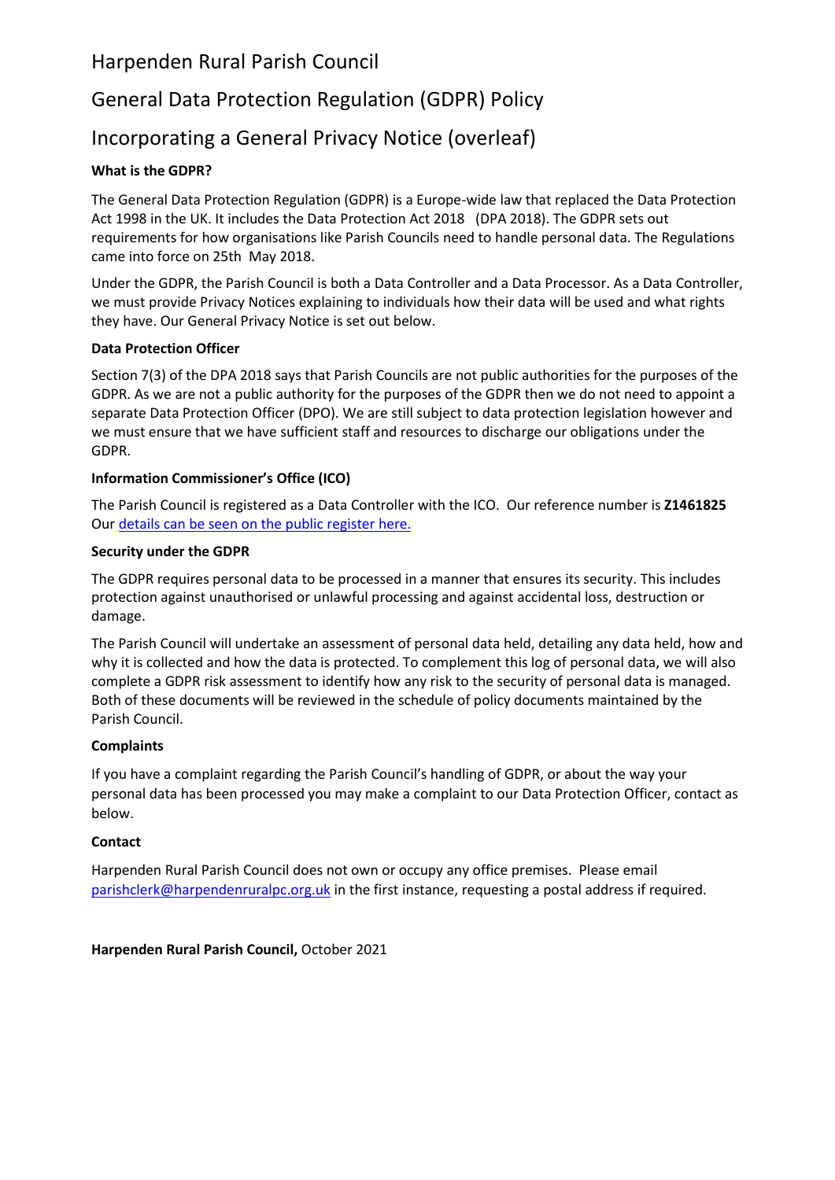# Harpenden Rural Parish Council

## General Data Protection Regulation (GDPR) Policy

## Incorporating a General Privacy Notice (overleaf)

**What is the GDPR?**

The General Data Protection Regulation (GDPR) is a Europe-wide law that replaced the Data Protection Act 1998 in the UK. It includes the Data Protection Act 2018 (DPA 2018). The GDPR sets out requirements for how organisations like Parish Councils need to handle personal data. The Regulations came into force on 25th May 2018.

Under the GDPR, the Parish Council is both a Data Controller and a Data Processor. As a Data Controller, we must provide Privacy Notices explaining to individuals how their data will be used and what rights they have. Our General Privacy Notice is set out below.

**Data Protection Officer**

Section 7(3) of the DPA 2018 says that Parish Councils are not public authorities for the purposes of the GDPR. As we are not a public authority for the purposes of the GDPR then we do not need to appoint a separate Data Protection Officer (DPO). We are still subject to data protection legislation however and we must ensure that we have sufficient staff and resources to discharge our obligations under the GDPR.

**Information Commissioner's Office (ICO)**

The Parish Council is registered as a Data Controller with the ICO. Our reference number is **Z1461825** Our details can be seen on the public register here.

**Security under the GDPR**

The GDPR requires personal data to be processed in a manner that ensures its security. This includes protection against unauthorised or unlawful processing and against accidental loss, destruction or damage.

The Parish Council will undertake an assessment of personal data held, detailing any data held, how and why it is collected and how the data is protected. To complement this log of personal data, we will also complete a GDPR risk assessment to identify how any risk to the security of personal data is managed. Both of these documents will be reviewed in the schedule of policy documents maintained by the Parish Council.

**Complaints**

If you have a complaint regarding the Parish Council's handling of GDPR, or about the way your personal data has been processed you may make a complaint to our Data Protection Officer, contact as below.

**Contact**

Harpenden Rural Parish Council does not own or occupy any office premises. Please email parishclerk@harpendenruralpc.org.uk in the first instance, requesting a postal address if required.

**Harpenden Rural Parish Council,** October 2021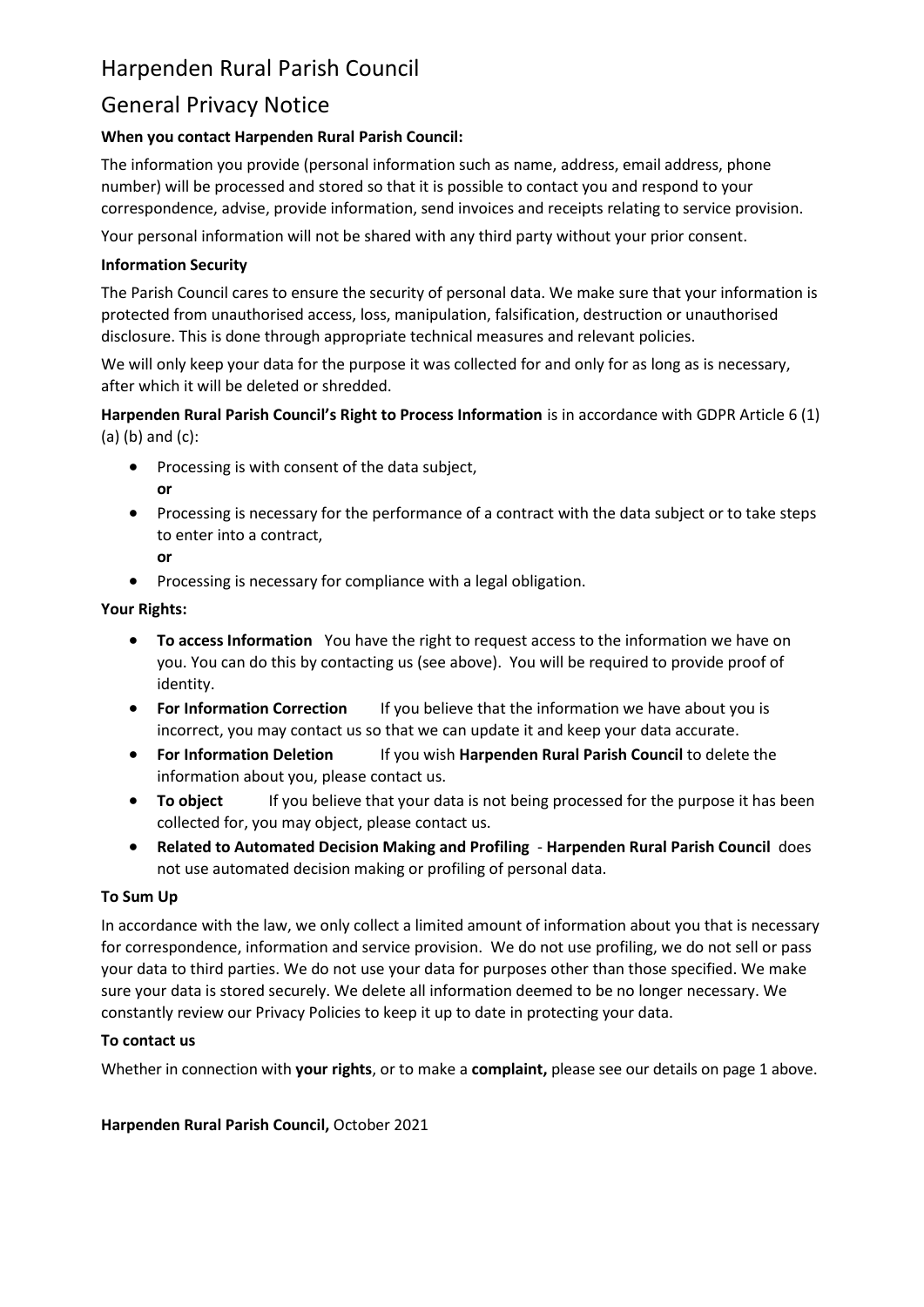# Harpenden Rural Parish Council

## General Privacy Notice

**When you contact Harpenden Rural Parish Council:**

The information you provide (personal information such as name, address, email address, phone number) will be processed and stored so that it is possible to contact you and respond to your correspondence, advise, provide information, send invoices and receipts relating to service provision.

Your personal information will not be shared with any third party without your prior consent.

**Information Security**

The Parish Council cares to ensure the security of personal data. We make sure that your information is protected from unauthorised access, loss, manipulation, falsification, destruction or unauthorised disclosure. This is done through appropriate technical measures and relevant policies.

We will only keep your data for the purpose it was collected for and only for as long as is necessary, after which it will be deleted or shredded.

**Harpenden Rural Parish Council's Right to Process Information** is in accordance with GDPR Article 6 (1) (a) (b) and (c):

- Processing is with consent of the data subject,
  **or**
- Processing is necessary for the performance of a contract with the data subject or to take steps to enter into a contract,
  **or**
- Processing is necessary for compliance with a legal obligation.

**Your Rights:**

- **To access Information** You have the right to request access to the information we have on you. You can do this by contacting us (see above). You will be required to provide proof of identity.
- **For Information Correction** If you believe that the information we have about you is incorrect, you may contact us so that we can update it and keep your data accurate.
- **For Information Deletion** If you wish **Harpenden Rural Parish Council** to delete the information about you, please contact us.
- **To object** If you believe that your data is not being processed for the purpose it has been collected for, you may object, please contact us.
- **Related to Automated Decision Making and Profiling** - **Harpenden Rural Parish Council** does not use automated decision making or profiling of personal data.

**To Sum Up**

In accordance with the law, we only collect a limited amount of information about you that is necessary for correspondence, information and service provision. We do not use profiling, we do not sell or pass your data to third parties. We do not use your data for purposes other than those specified. We make sure your data is stored securely. We delete all information deemed to be no longer necessary. We constantly review our Privacy Policies to keep it up to date in protecting your data.

**To contact us**

Whether in connection with **your rights**, or to make a **complaint,** please see our details on page 1 above.

**Harpenden Rural Parish Council,** October 2021